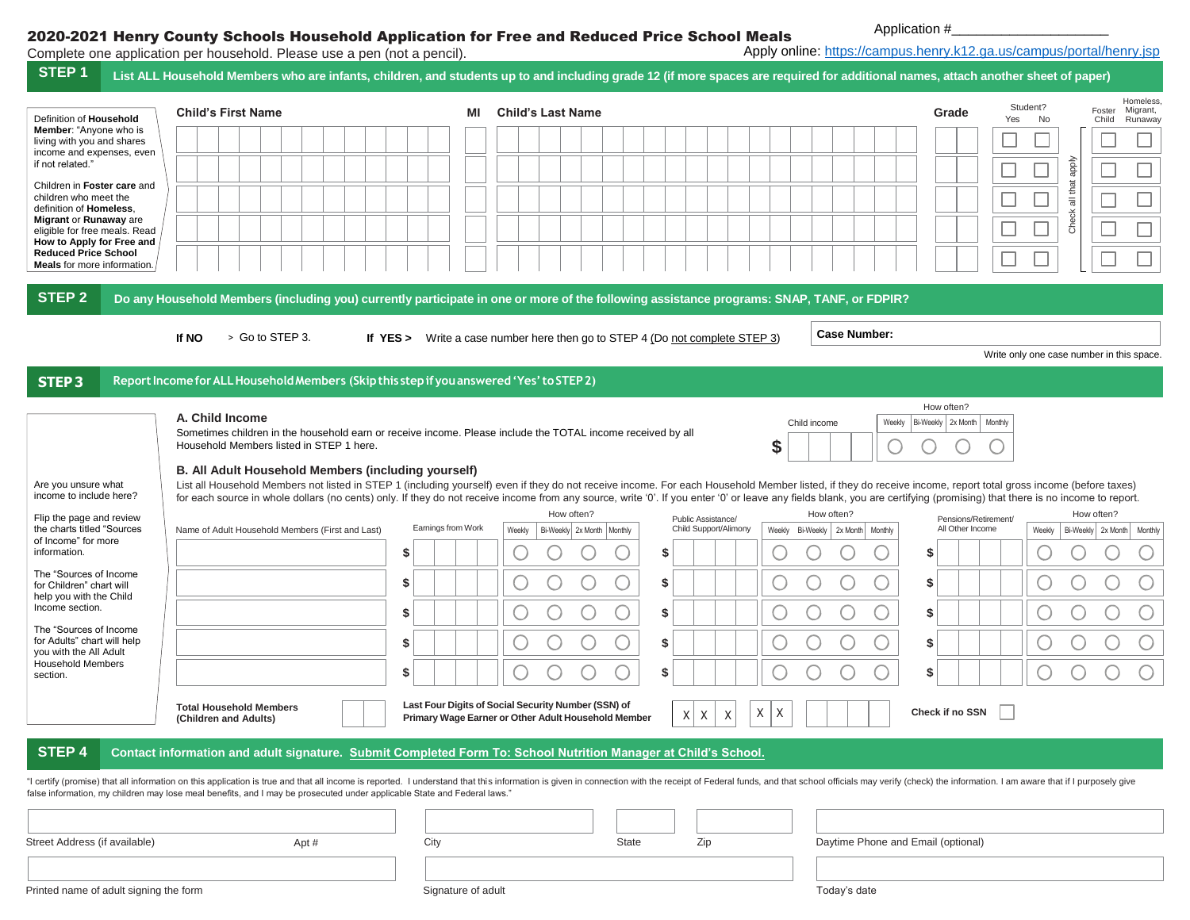# 2020-2021 Henry County Schools Household Application for Free and Reduced Price School Meals

Application #____________________

Complete one application per household. Please use a pen (not a pencil).

Apply online: https://campus.henry.k12.ga.us/campus/portal/henry.jsp

## STEP 1 List ALL Household Members who are infants, children, and students up to and including grade 12 (if more spaces are required for additional names, attach another sheet of paper)

Definition of **Household Member**: "Anyone who is living with you and shares income and expenses, even if not related."

Children in **Foster care** and children who meet the definition of **Homeless**, **Migrant** or **Runaway** are eligible for free meals. Read **How to Apply for Free and Reduced Price School Meals** for more information.

| Child's First Name | MI | Child's Last Name | Grade | Student? Yes | Student? No | Foster Child | Homeless, Migrant, Runaway |
|---|---|---|---|---|---|---|---|
| | | | | ☐ | ☐ | ☐ | ☐ |
| | | | | ☐ | ☐ | ☐ | ☐ |
| | | | | ☐ | ☐ | ☐ | ☐ |
| | | | | ☐ | ☐ | ☐ | ☐ |
| | | | | ☐ | ☐ | ☐ | ☐ |

Check all that apply

## STEP 2 Do any Household Members (including you) currently participate in one or more of the following assistance programs: SNAP, TANF, or FDPIR?

**If NO** > Go to STEP 3.  **If YES >** Write a case number here then go to STEP 4 (Do not complete STEP 3)

**Case Number:** ____________________

Write only one case number in this space.

## STEP 3 Report Income for ALL Household Members (Skip this step if you answered 'Yes' to STEP 2)

### A. Child Income

Sometimes children in the household earn or receive income. Please include the TOTAL income received by all Household Members listed in STEP 1 here.

Child income $ ________ How often? ○ Weekly ○ Bi-Weekly ○ 2x Month ○ Monthly

### B. All Adult Household Members (including yourself)

List all Household Members not listed in STEP 1 (including yourself) even if they do not receive income. For each Household Member listed, if they do receive income, report total gross income (before taxes) for each source in whole dollars (no cents) only. If they do not receive income from any source, write '0'. If you enter '0' or leave any fields blank, you are certifying (promising) that there is no income to report.

Are you unsure what income to include here?

Flip the page and review the charts titled "Sources of Income" for more information.

The "Sources of Income for Children" chart will help you with the Child Income section.

The "Sources of Income for Adults" chart will help you with the All Adult Household Members section.

| Name of Adult Household Members (First and Last) | Earnings from Work | How often? Weekly | Bi-Weekly | 2x Month | Monthly | Public Assistance/ Child Support/Alimony | How often? Weekly | Bi-Weekly | 2x Month | Monthly | Pensions/Retirement/ All Other Income | How often? Weekly | Bi-Weekly | 2x Month | Monthly |
|---|---|---|---|---|---|---|---|---|---|---|---|---|---|---|---|
| | $ | ○ | ○ | ○ | ○ | $ | ○ | ○ | ○ | ○ | $ | ○ | ○ | ○ | ○ |
| | $ | ○ | ○ | ○ | ○ | $ | ○ | ○ | ○ | ○ | $ | ○ | ○ | ○ | ○ |
| | $ | ○ | ○ | ○ | ○ | $ | ○ | ○ | ○ | ○ | $ | ○ | ○ | ○ | ○ |
| | $ | ○ | ○ | ○ | ○ | $ | ○ | ○ | ○ | ○ | $ | ○ | ○ | ○ | ○ |
| | $ | ○ | ○ | ○ | ○ | $ | ○ | ○ | ○ | ○ | $ | ○ | ○ | ○ | ○ |

**Total Household Members (Children and Adults)** ______

**Last Four Digits of Social Security Number (SSN) of Primary Wage Earner or Other Adult Household Member** X X X – X X – ____

**Check if no SSN** ☐

## STEP 4 Contact information and adult signature. Submit Completed Form To: School Nutrition Manager at Child's School.

"I certify (promise) that all information on this application is true and that all income is reported. I understand that this information is given in connection with the receipt of Federal funds, and that school officials may verify (check) the information. I am aware that if I purposely give false information, my children may lose meal benefits, and I may be prosecuted under applicable State and Federal laws."

Street Address (if available) ____________ Apt # ______ City ____________ State ______ Zip ______ Daytime Phone and Email (optional) ____________

Printed name of adult signing the form ____________ Signature of adult ____________ Today's date ____________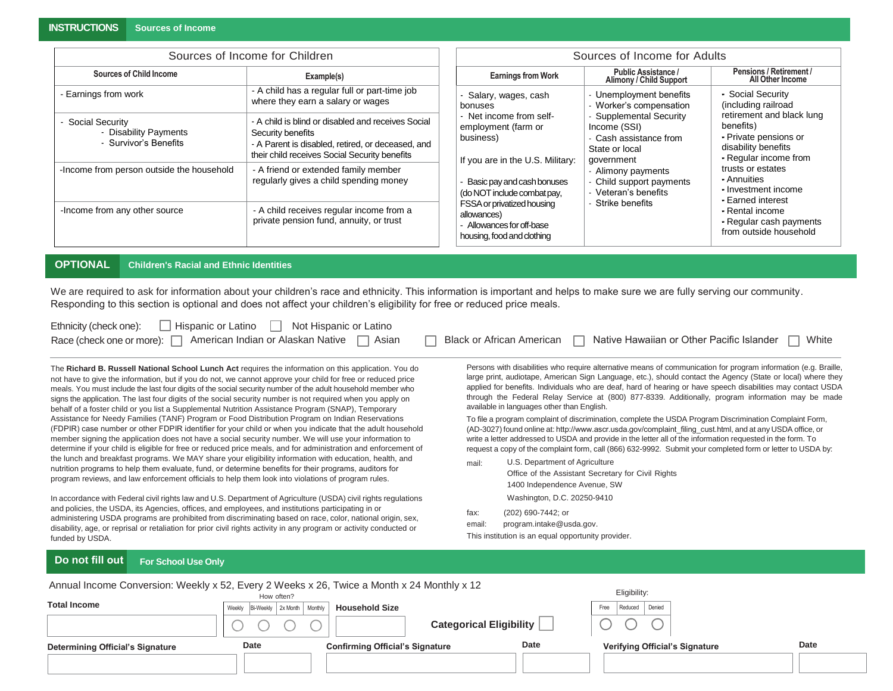## INSTRUCTIONS Sources of Income

### Sources of Income for Children

| Sources of Child Income | Example(s) |
|---|---|
| - Earnings from work | - A child has a regular full or part-time job where they earn a salary or wages |
| - Social Security<br>- Disability Payments<br>- Survivor's Benefits | - A child is blind or disabled and receives Social Security benefits<br>- A Parent is disabled, retired, or deceased, and their child receives Social Security benefits |
| -Income from person outside the household | - A friend or extended family member regularly gives a child spending money |
| -Income from any other source | - A child receives regular income from a private pension fund, annuity, or trust |

### Sources of Income for Adults

| Earnings from Work | Public Assistance / Alimony / Child Support | Pensions / Retirement / All Other Income |
|---|---|---|
| - Salary, wages, cash bonuses<br>- Net income from self-employment (farm or business)<br><br>If you are in the U.S. Military:<br><br>- Basic pay and cash bonuses (do NOT include combat pay, FSSA or privatized housing allowances)<br>- Allowances for off-base housing, food and clothing | - Unemployment benefits<br>- Worker's compensation<br>- Supplemental Security Income (SSI)<br>- Cash assistance from State or local government<br>- Alimony payments<br>- Child support payments<br>- Veteran's benefits<br>- Strike benefits | - Social Security (including railroad retirement and black lung benefits)<br>- Private pensions or disability benefits<br>- Regular income from trusts or estates<br>- Annuities<br>- Investment income<br>- Earned interest<br>- Rental income<br>- Regular cash payments from outside household |

## OPTIONAL Children's Racial and Ethnic Identities

We are required to ask for information about your children's race and ethnicity. This information is important and helps to make sure we are fully serving our community. Responding to this section is optional and does not affect your children's eligibility for free or reduced price meals.

Ethnicity (check one): ☐ Hispanic or Latino ☐ Not Hispanic or Latino

Race (check one or more): ☐ American Indian or Alaskan Native ☐ Asian ☐ Black or African American ☐ Native Hawaiian or Other Pacific Islander ☐ White

The **Richard B. Russell National School Lunch Act** requires the information on this application. You do not have to give the information, but if you do not, we cannot approve your child for free or reduced price meals. You must include the last four digits of the social security number of the adult household member who signs the application. The last four digits of the social security number is not required when you apply on behalf of a foster child or you list a Supplemental Nutrition Assistance Program (SNAP), Temporary Assistance for Needy Families (TANF) Program or Food Distribution Program on Indian Reservations (FDPIR) case number or other FDPIR identifier for your child or when you indicate that the adult household member signing the application does not have a social security number. We will use your information to determine if your child is eligible for free or reduced price meals, and for administration and enforcement of the lunch and breakfast programs. We MAY share your eligibility information with education, health, and nutrition programs to help them evaluate, fund, or determine benefits for their programs, auditors for program reviews, and law enforcement officials to help them look into violations of program rules.

In accordance with Federal civil rights law and U.S. Department of Agriculture (USDA) civil rights regulations and policies, the USDA, its Agencies, offices, and employees, and institutions participating in or administering USDA programs are prohibited from discriminating based on race, color, national origin, sex, disability, age, or reprisal or retaliation for prior civil rights activity in any program or activity conducted or funded by USDA.

Persons with disabilities who require alternative means of communication for program information (e.g. Braille, large print, audiotape, American Sign Language, etc.), should contact the Agency (State or local) where they applied for benefits. Individuals who are deaf, hard of hearing or have speech disabilities may contact USDA through the Federal Relay Service at (800) 877-8339. Additionally, program information may be made available in languages other than English.

To file a program complaint of discrimination, complete the USDA Program Discrimination Complaint Form, (AD-3027) found online at: http://www.ascr.usda.gov/complaint_filing_cust.html, and at any USDA office, or write a letter addressed to USDA and provide in the letter all of the information requested in the form. To request a copy of the complaint form, call (866) 632-9992. Submit your completed form or letter to USDA by:

mail: U.S. Department of Agriculture
Office of the Assistant Secretary for Civil Rights
1400 Independence Avenue, SW
Washington, D.C. 20250-9410

fax: (202) 690-7442; or

email: program.intake@usda.gov.

This institution is an equal opportunity provider.

## Do not fill out For School Use Only

Annual Income Conversion: Weekly x 52, Every 2 Weeks x 26, Twice a Month x 24 Monthly x 12

**Total Income** ________ How often? ○ Weekly ○ Bi-Weekly ○ 2x Month ○ Monthly

**Household Size** ________

**Categorical Eligibility** ☐

Eligibility: ○ Free ○ Reduced ○ Denied

**Determining Official's Signature** ________ Date ________

**Confirming Official's Signature** ________ Date ________

**Verifying Official's Signature** ________ Date ________